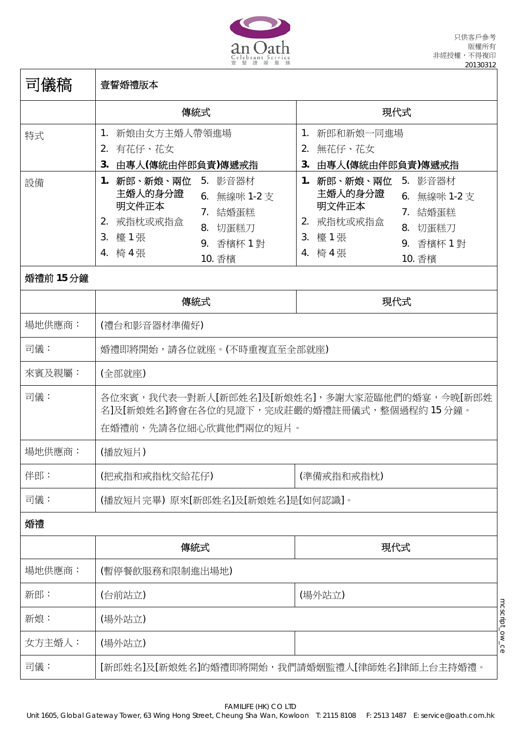只供客戶參考
版權所有
非經授權，不得複印
20130312

| 司儀稿 | 壹誓婚禮版本 | |
|---|---|---|
| | 傳統式 | 現代式 |
| 特式 | 1. 新娘由女方主婚人帶領進場<br>2. 有花仔、花女<br>**3. 由專人(傳統由伴郎負責)傳遞戒指** | 1. 新郎和新娘一同進場<br>2. 無花仔、花女<br>**3. 由專人(傳統由伴郎負責)傳遞戒指** |
| 設備 | **1. 新郎、新娘、兩位主婚人的身分證明文件正本**<br>2. 戒指枕或戒指盒<br>3. 檯 1 張<br>4. 椅 4 張<br>5. 影音器材<br>6. 無線咪 1-2 支<br>7. 結婚蛋糕<br>8. 切蛋糕刀<br>9. 香檳杯 1 對<br>10. 香檳 | **1. 新郎、新娘、兩位主婚人的身分證明文件正本**<br>2. 戒指枕或戒指盒<br>3. 檯 1 張<br>4. 椅 4 張<br>5. 影音器材<br>6. 無線咪 1-2 支<br>7. 結婚蛋糕<br>8. 切蛋糕刀<br>9. 香檳杯 1 對<br>10. 香檳 |
| **婚禮前 15 分鐘** | | |
| | 傳統式 | 現代式 |
| 場地供應商： | (禮台和影音器材準備好) | |
| 司儀： | 婚禮即將開始，請各位就座。(不時重複直至全部就座) | |
| 來賓及親屬： | (全部就座) | |
| 司儀： | 各位來賓，我代表一對新人[新郎姓名]及[新娘姓名]，多謝大家蒞臨他們的婚宴，今晚[新郎姓名]及[新娘姓名]將會在各位的見證下，完成莊嚴的婚禮註冊儀式，整個過程約 15 分鐘。<br>在婚禮前，先請各位細心欣賞他們兩位的短片。 | |
| 場地供應商： | (播放短片) | |
| 伴郎： | (把戒指和戒指枕交給花仔) | (準備戒指和戒指枕) |
| 司儀： | (播放短片完畢) 原來[新郎姓名]及[新娘姓名]是[如何認識]。 | |
| **婚禮** | | |
| | 傳統式 | 現代式 |
| 場地供應商： | (暫停餐飲服務和限制進出場地) | |
| 新郎： | (台前站立) | (場外站立) |
| 新娘： | (場外站立) | |
| 女方主婚人： | (場外站立) | |
| 司儀： | [新郎姓名]及[新娘姓名]的婚禮即將開始，我們請婚姻監禮人[律師姓名]律師上台主持婚禮。 | |

FAMILIFE (HK) CO LTD
Unit 1605, Global Gateway Tower, 63 Wing Hong Street, Cheung Sha Wan, Kowloon T: 2115 8108 F: 2513 1487 E: service@oath.com.hk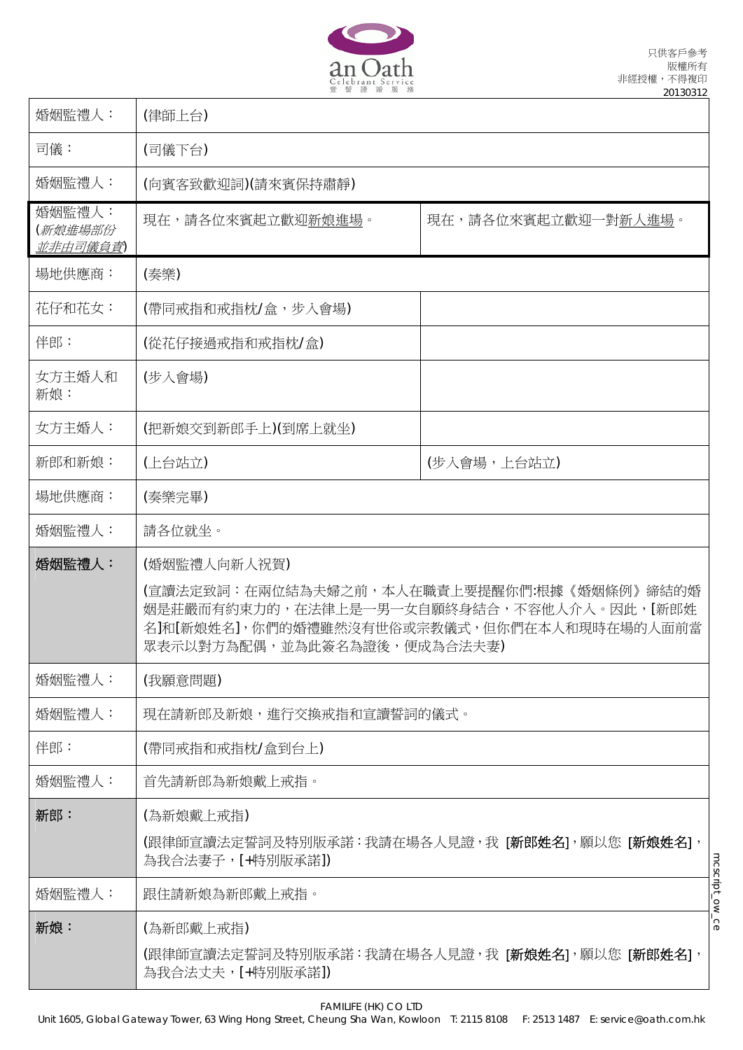| 婚姻監禮人： | (律師上台) | |
|---|---|---|
| 司儀： | (司儀下台) | |
| 婚姻監禮人： | (向賓客致歡迎詞)(請來賓保持肅靜) | |
| 婚姻監禮人：<br>(*新娘進場部份*<br>*並非由司儀負責*) | 現在，請各位來賓起立歡迎新娘進場。 | 現在，請各位來賓起立歡迎一對新人進場。 |
| 場地供應商： | (奏樂) | |
| 花仔和花女： | (帶同戒指和戒指枕/盒，步入會場) | |
| 伴郎： | (從花仔接過戒指和戒指枕/盒) | |
| 女方主婚人和新娘： | (步入會場) | |
| 女方主婚人： | (把新娘交到新郎手上)(到席上就坐) | |
| 新郎和新娘： | (上台站立) | (步入會場，上台站立) |
| 場地供應商： | (奏樂完畢) | |
| 婚姻監禮人： | 請各位就坐。 | |
| **婚姻監禮人：** | (婚姻監禮人向新人祝賀)<br>(宣讀法定致詞：在兩位結為夫婦之前，本人在職責上要提醒你們:根據《婚姻條例》締結的婚姻是莊嚴而有約束力的，在法律上是一男一女自願終身結合，不容他人介入。因此，[新郎姓名]和[新娘姓名]，你們的婚禮雖然沒有世俗或宗教儀式，但你們在本人和現時在場的人面前當眾表示以對方為配偶，並為此簽名為證後，便成為合法夫妻) | |
| 婚姻監禮人： | (我願意問題) | |
| 婚姻監禮人： | 現在請新郎及新娘，進行交換戒指和宣讀誓詞的儀式。 | |
| 伴郎： | (帶同戒指和戒指枕/盒到台上) | |
| 婚姻監禮人： | 首先請新郎為新娘戴上戒指。 | |
| **新郎：** | (為新娘戴上戒指)<br>(跟律師宣讀法定誓詞及特別版承諾：我請在場各人見證，我 **[新郎姓名]**，願以您 **[新娘姓名]**，為我合法妻子，[+特別版承諾]) | |
| 婚姻監禮人： | 跟住請新娘為新郎戴上戒指。 | |
| **新娘：** | (為新郎戴上戒指)<br>(跟律師宣讀法定誓詞及特別版承諾：我請在場各人見證，我 **[新娘姓名]**，願以您 **[新郎姓名]**，為我合法丈夫，[+特別版承諾]) | |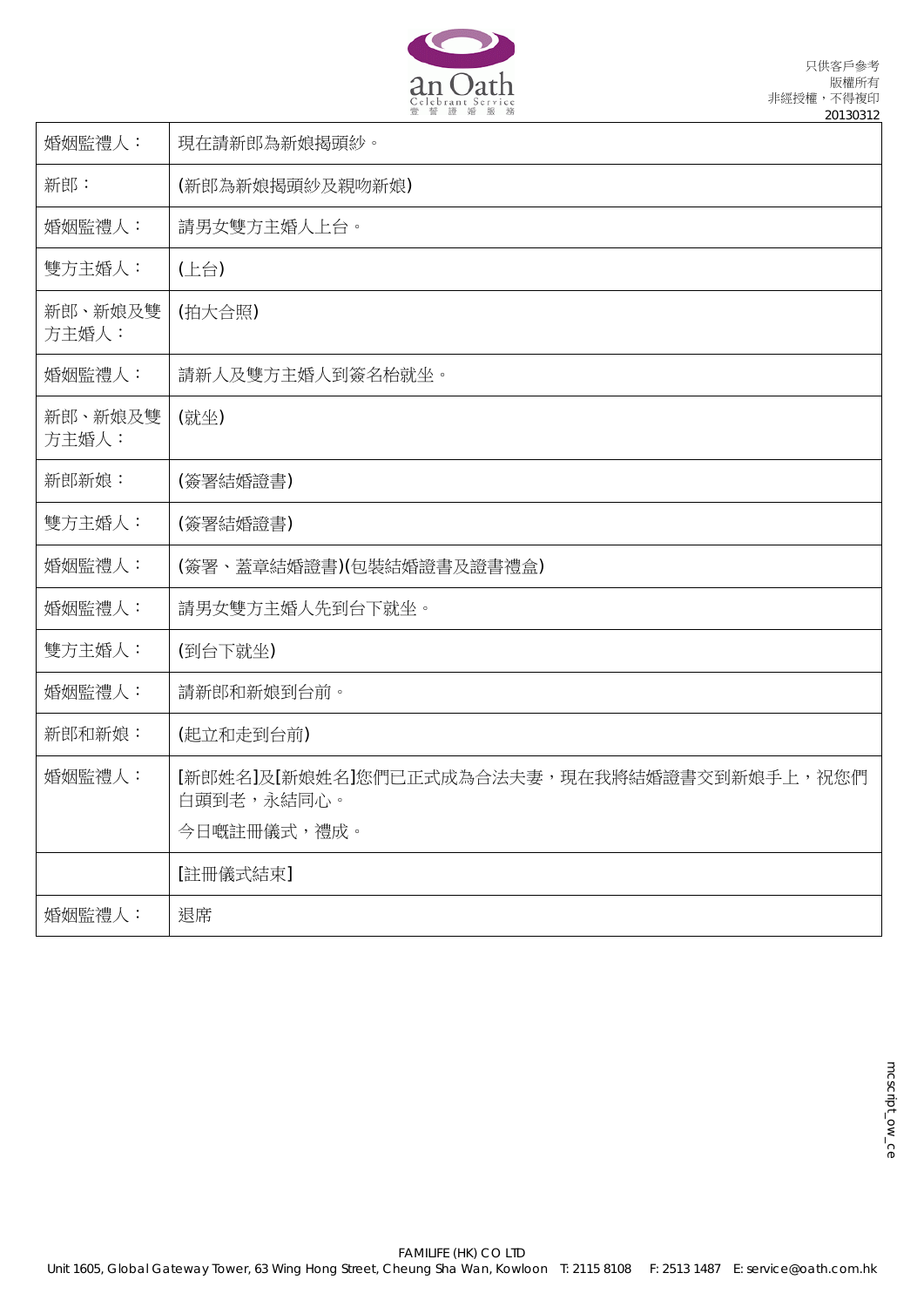| 婚姻監禮人： | 現在請新郎為新娘揭頭紗。 |
|---|---|
| 新郎： | (新郎為新娘揭頭紗及親吻新娘) |
| 婚姻監禮人： | 請男女雙方主婚人上台。 |
| 雙方主婚人： | (上台) |
| 新郎、新娘及雙方主婚人： | (拍大合照) |
| 婚姻監禮人： | 請新人及雙方主婚人到簽名枱就坐。 |
| 新郎、新娘及雙方主婚人： | (就坐) |
| 新郎新娘： | (簽署結婚證書) |
| 雙方主婚人： | (簽署結婚證書) |
| 婚姻監禮人： | (簽署、蓋章結婚證書)(包裝結婚證書及證書禮盒) |
| 婚姻監禮人： | 請男女雙方主婚人先到台下就坐。 |
| 雙方主婚人： | (到台下就坐) |
| 婚姻監禮人： | 請新郎和新娘到台前。 |
| 新郎和新娘： | (起立和走到台前) |
| 婚姻監禮人： | [新郎姓名]及[新娘姓名]您們已正式成為合法夫妻，現在我將結婚證書交到新娘手上，祝您們白頭到老，永結同心。<br>今日嘅註冊儀式，禮成。 |
| | [註冊儀式結束] |
| 婚姻監禮人： | 退席 |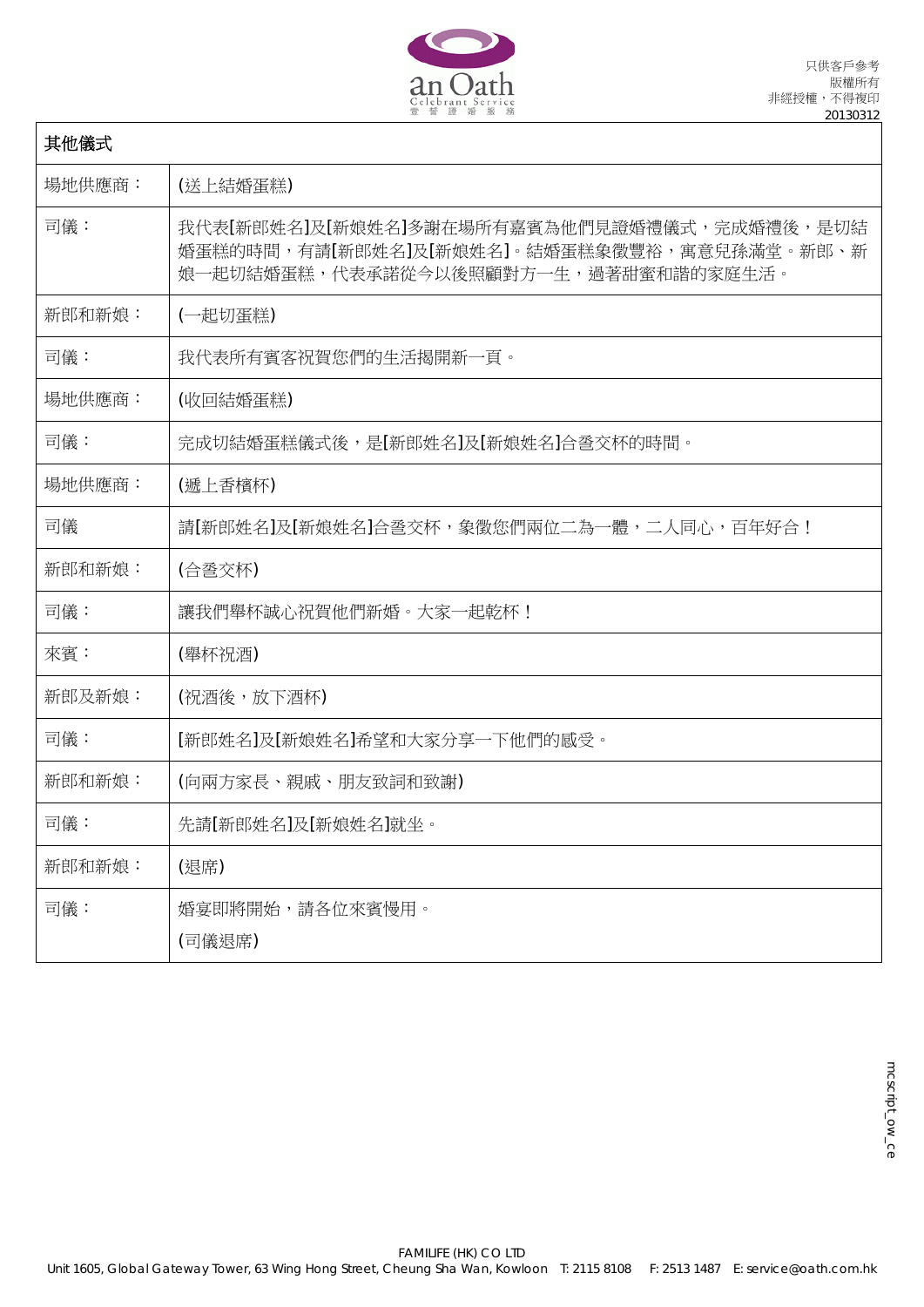| 其他儀式 | |
|---|---|
| 場地供應商： | (送上結婚蛋糕) |
| 司儀： | 我代表[新郎姓名]及[新娘姓名]多謝在場所有嘉賓為他們見證婚禮儀式，完成婚禮後，是切結婚蛋糕的時間，有請[新郎姓名]及[新娘姓名]。結婚蛋糕象徵豐裕，寓意兒孫滿堂。新郎、新娘一起切結婚蛋糕，代表承諾從今以後照顧對方一生，過著甜蜜和諧的家庭生活。 |
| 新郎和新娘： | (一起切蛋糕) |
| 司儀： | 我代表所有賓客祝賀您們的生活揭開新一頁。 |
| 場地供應商： | (收回結婚蛋糕) |
| 司儀： | 完成切結婚蛋糕儀式後，是[新郎姓名]及[新娘姓名]合巹交杯的時間。 |
| 場地供應商： | (遞上香檳杯) |
| 司儀 | 請[新郎姓名]及[新娘姓名]合巹交杯，象徵您們兩位二為一體，二人同心，百年好合！ |
| 新郎和新娘： | (合巹交杯) |
| 司儀： | 讓我們舉杯誠心祝賀他們新婚。大家一起乾杯！ |
| 來賓： | (舉杯祝酒) |
| 新郎及新娘： | (祝酒後，放下酒杯) |
| 司儀： | [新郎姓名]及[新娘姓名]希望和大家分享一下他們的感受。 |
| 新郎和新娘： | (向兩方家長、親戚、朋友致詞和致謝) |
| 司儀： | 先請[新郎姓名]及[新娘姓名]就坐。 |
| 新郎和新娘： | (退席) |
| 司儀： | 婚宴即將開始，請各位來賓慢用。<br>(司儀退席) |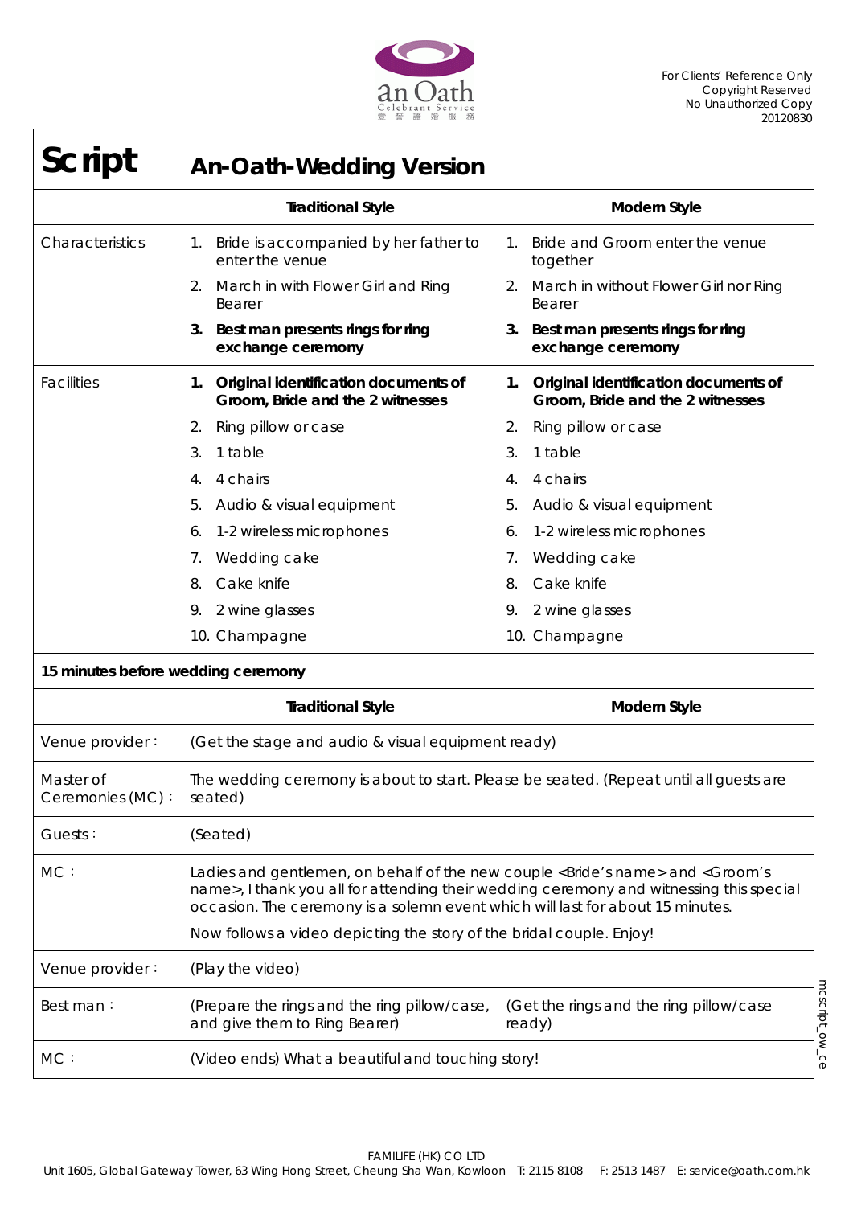| **Script** | **An-Oath-Wedding Version** | |
|---|---|---|
| | **Traditional Style** | **Modern Style** |
| Characteristics | 1. Bride is accompanied by her father to enter the venue<br>2. March in with Flower Girl and Ring Bearer<br>3. **Best man presents rings for ring exchange ceremony** | 1. Bride and Groom enter the venue together<br>2. March in without Flower Girl nor Ring Bearer<br>3. **Best man presents rings for ring exchange ceremony** |
| Facilities | 1. **Original identification documents of Groom, Bride and the 2 witnesses**<br>2. Ring pillow or case<br>3. 1 table<br>4. 4 chairs<br>5. Audio & visual equipment<br>6. 1-2 wireless microphones<br>7. Wedding cake<br>8. Cake knife<br>9. 2 wine glasses<br>10. Champagne | 1. **Original identification documents of Groom, Bride and the 2 witnesses**<br>2. Ring pillow or case<br>3. 1 table<br>4. 4 chairs<br>5. Audio & visual equipment<br>6. 1-2 wireless microphones<br>7. Wedding cake<br>8. Cake knife<br>9. 2 wine glasses<br>10. Champagne |

**15 minutes before wedding ceremony**

| | **Traditional Style** | **Modern Style** |
|---|---|---|
| Venue provider： | (Get the stage and audio & visual equipment ready) | |
| Master of Ceremonies (MC)： | The wedding ceremony is about to start. Please be seated. (Repeat until all guests are seated) | |
| Guests： | (Seated) | |
| MC： | Ladies and gentlemen, on behalf of the new couple <Bride's name> and <Groom's name>, I thank you all for attending their wedding ceremony and witnessing this special occasion. The ceremony is a solemn event which will last for about 15 minutes.<br>Now follows a video depicting the story of the bridal couple. Enjoy! | |
| Venue provider： | (Play the video) | |
| Best man： | (Prepare the rings and the ring pillow/case, and give them to Ring Bearer) | (Get the rings and the ring pillow/case ready) |
| MC： | (Video ends) What a beautiful and touching story! | |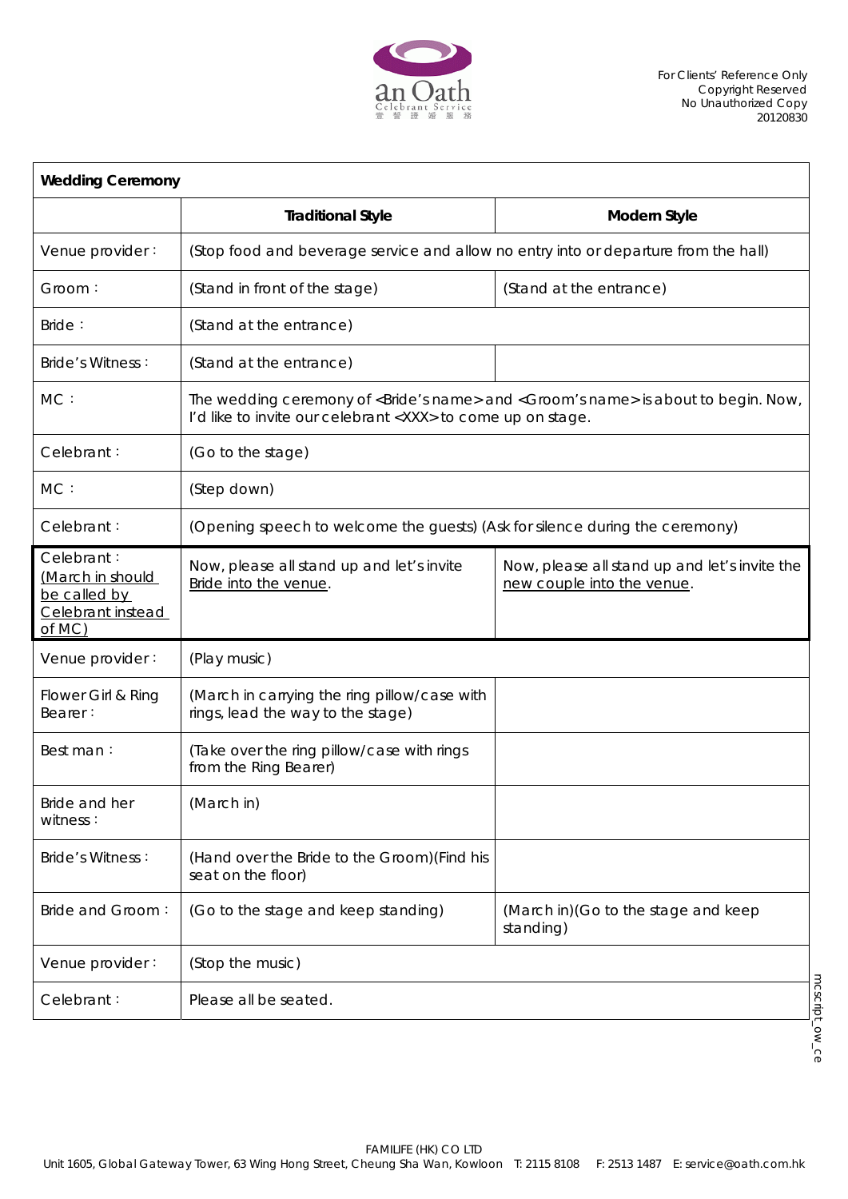| **Wedding Ceremony** | | |
|---|---|---|
| | **Traditional Style** | **Modern Style** |
| Venue provider : | (Stop food and beverage service and allow no entry into or departure from the hall) | |
| Groom : | (Stand in front of the stage) | (Stand at the entrance) |
| Bride : | (Stand at the entrance) | |
| Bride's Witness : | (Stand at the entrance) | |
| MC : | The wedding ceremony of <Bride's name> and <Groom's name> is about to begin. Now, I'd like to invite our celebrant <XXX> to come up on stage. | |
| Celebrant : | (Go to the stage) | |
| MC : | (Step down) | |
| Celebrant : | (Opening speech to welcome the guests) (Ask for silence during the ceremony) | |
| Celebrant : (March in should be called by Celebrant instead of MC) | Now, please all stand up and let's invite Bride into the venue. | Now, please all stand up and let's invite the new couple into the venue. |
| Venue provider : | (Play music) | |
| Flower Girl & Ring Bearer : | (March in carrying the ring pillow/case with rings, lead the way to the stage) | |
| Best man : | (Take over the ring pillow/case with rings from the Ring Bearer) | |
| Bride and her witness : | (March in) | |
| Bride's Witness : | (Hand over the Bride to the Groom)(Find his seat on the floor) | |
| Bride and Groom : | (Go to the stage and keep standing) | (March in)(Go to the stage and keep standing) |
| Venue provider : | (Stop the music) | |
| Celebrant : | Please all be seated. | |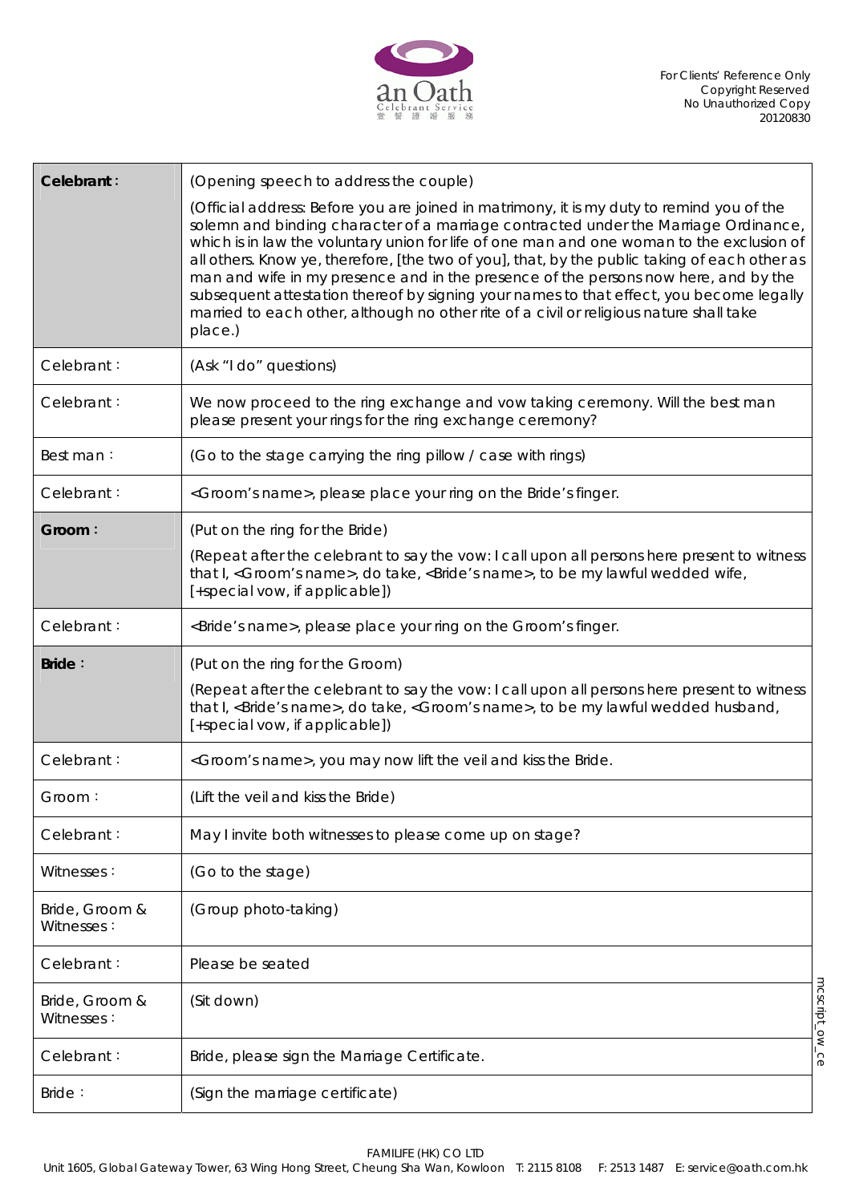| Celebrant: | (Opening speech to address the couple) (Official address: Before you are joined in matrimony, it is my duty to remind you of the solemn and binding character of a marriage contracted under the Marriage Ordinance, which is in law the voluntary union for life of one man and one woman to the exclusion of all others. Know ye, therefore, [the two of you], that, by the public taking of each other as man and wife in my presence and in the presence of the persons now here, and by the subsequent attestation thereof by signing your names to that effect, you become legally married to each other, although no other rite of a civil or religious nature shall take place.) |
|---|---|
| Celebrant : | (Ask "I do" questions) |
| Celebrant : | We now proceed to the ring exchange and vow taking ceremony. Will the best man please present your rings for the ring exchange ceremony? |
| Best man : | (Go to the stage carrying the ring pillow / case with rings) |
| Celebrant : | <Groom's name>, please place your ring on the Bride's finger. |
| **Groom :** | (Put on the ring for the Bride) (Repeat after the celebrant to say the vow: I call upon all persons here present to witness that I, <Groom's name>, do take, <Bride's name>, to be my lawful wedded wife, [+special vow, if applicable]) |
| Celebrant : | <Bride's name>, please place your ring on the Groom's finger. |
| **Bride :** | (Put on the ring for the Groom) (Repeat after the celebrant to say the vow: I call upon all persons here present to witness that I, <Bride's name>, do take, <Groom's name>, to be my lawful wedded husband, [+special vow, if applicable]) |
| Celebrant : | <Groom's name>, you may now lift the veil and kiss the Bride. |
| Groom : | (Lift the veil and kiss the Bride) |
| Celebrant : | May I invite both witnesses to please come up on stage? |
| Witnesses : | (Go to the stage) |
| Bride, Groom & Witnesses : | (Group photo-taking) |
| Celebrant : | Please be seated |
| Bride, Groom & Witnesses : | (Sit down) |
| Celebrant : | Bride, please sign the Marriage Certificate. |
| Bride : | (Sign the marriage certificate) |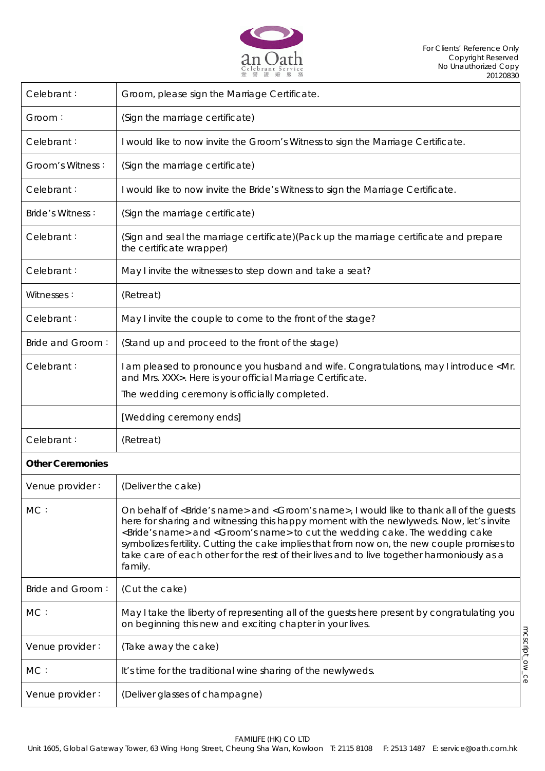| | |
|---|---|
| Celebrant : | Groom, please sign the Marriage Certificate. |
| Groom : | (Sign the marriage certificate) |
| Celebrant : | I would like to now invite the Groom's Witness to sign the Marriage Certificate. |
| Groom's Witness : | (Sign the marriage certificate) |
| Celebrant : | I would like to now invite the Bride's Witness to sign the Marriage Certificate. |
| Bride's Witness : | (Sign the marriage certificate) |
| Celebrant : | (Sign and seal the marriage certificate)(Pack up the marriage certificate and prepare the certificate wrapper) |
| Celebrant : | May I invite the witnesses to step down and take a seat? |
| Witnesses : | (Retreat) |
| Celebrant : | May I invite the couple to come to the front of the stage? |
| Bride and Groom : | (Stand up and proceed to the front of the stage) |
| Celebrant : | I am pleased to pronounce you husband and wife. Congratulations, may I introduce <Mr. and Mrs. XXX>. Here is your official Marriage Certificate.<br>The wedding ceremony is officially completed. |
| | [Wedding ceremony ends] |
| Celebrant : | (Retreat) |
| **Other Ceremonies** | |
| Venue provider : | (Deliver the cake) |
| MC : | On behalf of <Bride's name> and <Groom's name>, I would like to thank all of the guests here for sharing and witnessing this happy moment with the newlyweds. Now, let's invite <Bride's name> and <Groom's name> to cut the wedding cake. The wedding cake symbolizes fertility. Cutting the cake implies that from now on, the new couple promises to take care of each other for the rest of their lives and to live together harmoniously as a family. |
| Bride and Groom : | (Cut the cake) |
| MC : | May I take the liberty of representing all of the guests here present by congratulating you on beginning this new and exciting chapter in your lives. |
| Venue provider : | (Take away the cake) |
| MC : | It's time for the traditional wine sharing of the newlyweds. |
| Venue provider : | (Deliver glasses of champagne) |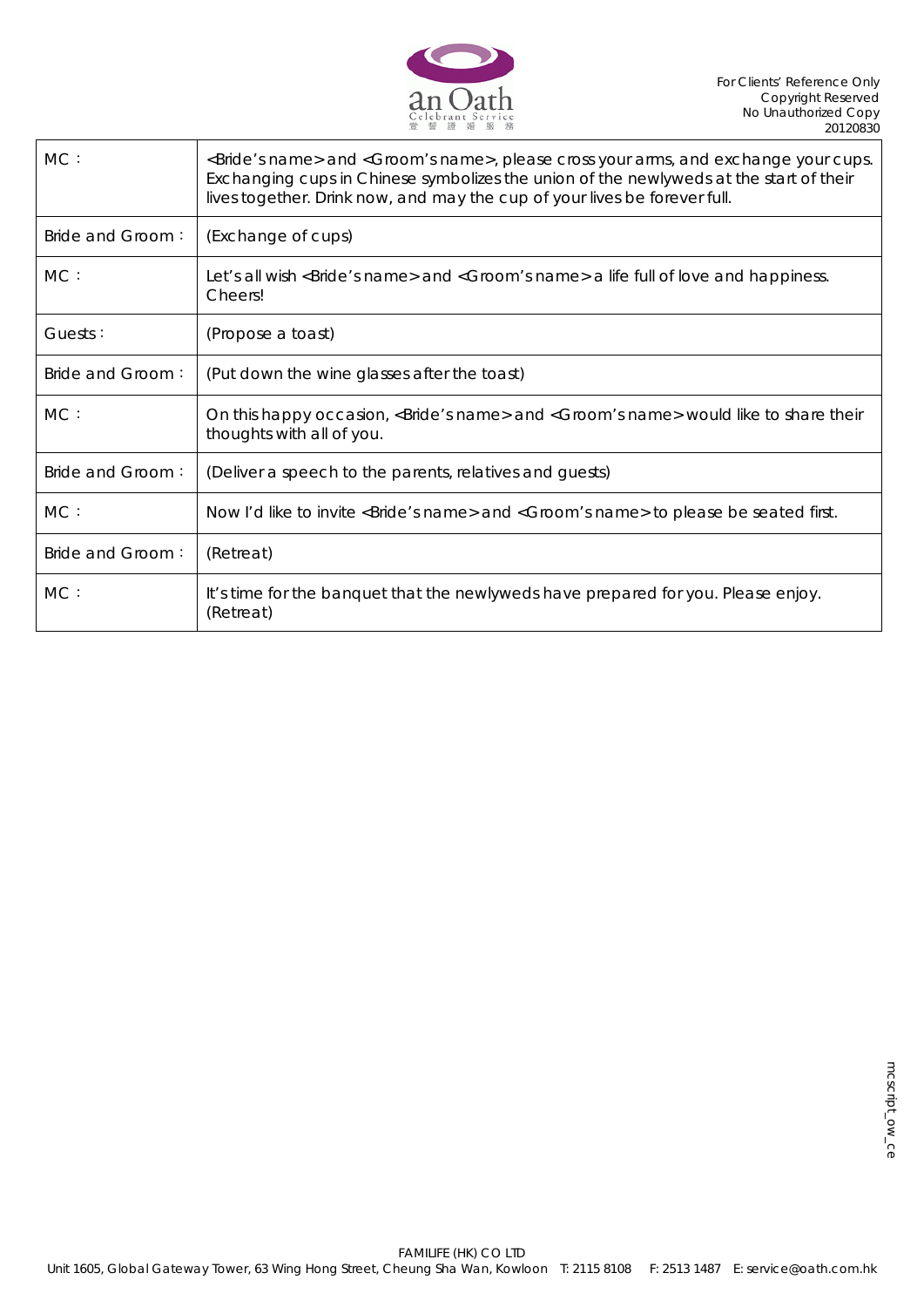| | |
|---|---|
| MC： | <Bride's name> and <Groom's name>, please cross your arms, and exchange your cups. Exchanging cups in Chinese symbolizes the union of the newlyweds at the start of their lives together. Drink now, and may the cup of your lives be forever full. |
| Bride and Groom： | (Exchange of cups) |
| MC： | Let's all wish <Bride's name> and <Groom's name> a life full of love and happiness. Cheers! |
| Guests： | (Propose a toast) |
| Bride and Groom： | (Put down the wine glasses after the toast) |
| MC： | On this happy occasion, <Bride's name> and <Groom's name> would like to share their thoughts with all of you. |
| Bride and Groom： | (Deliver a speech to the parents, relatives and guests) |
| MC： | Now I'd like to invite <Bride's name> and <Groom's name> to please be seated first. |
| Bride and Groom： | (Retreat) |
| MC： | It's time for the banquet that the newlyweds have prepared for you. Please enjoy. (Retreat) |